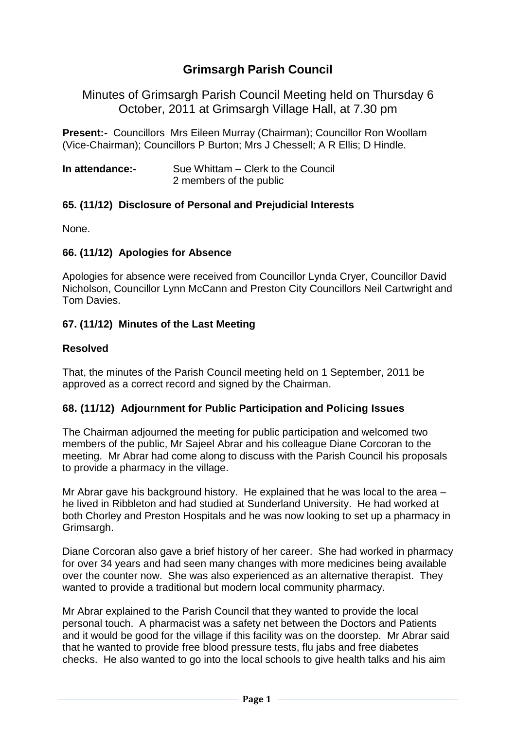# Grimsargh Parish Council

## Minutes of Grimsargh Parish Council Meeting held on Thursday 6 October, 2011 at Grimsargh Village Hall, at 7.30 pm

**Present:-** Councillors Mrs Eileen Murray (Chairman); Councillor Ron Woollam (Vice-Chairman); Councillors P Burton; Mrs J Chessell; A R Ellis; D Hindle.

**In attendance:-** Sue Whittam – Clerk to the Council
2 members of the public

### 65. (11/12) Disclosure of Personal and Prejudicial Interests

None.

### 66. (11/12) Apologies for Absence

Apologies for absence were received from Councillor Lynda Cryer, Councillor David Nicholson, Councillor Lynn McCann and Preston City Councillors Neil Cartwright and Tom Davies.

### 67. (11/12) Minutes of the Last Meeting

**Resolved**

That, the minutes of the Parish Council meeting held on 1 September, 2011 be approved as a correct record and signed by the Chairman.

### 68. (11/12) Adjournment for Public Participation and Policing Issues

The Chairman adjourned the meeting for public participation and welcomed two members of the public, Mr Sajeel Abrar and his colleague Diane Corcoran to the meeting. Mr Abrar had come along to discuss with the Parish Council his proposals to provide a pharmacy in the village.

Mr Abrar gave his background history. He explained that he was local to the area – he lived in Ribbleton and had studied at Sunderland University. He had worked at both Chorley and Preston Hospitals and he was now looking to set up a pharmacy in Grimsargh.

Diane Corcoran also gave a brief history of her career. She had worked in pharmacy for over 34 years and had seen many changes with more medicines being available over the counter now. She was also experienced as an alternative therapist. They wanted to provide a traditional but modern local community pharmacy.

Mr Abrar explained to the Parish Council that they wanted to provide the local personal touch. A pharmacist was a safety net between the Doctors and Patients and it would be good for the village if this facility was on the doorstep. Mr Abrar said that he wanted to provide free blood pressure tests, flu jabs and free diabetes checks. He also wanted to go into the local schools to give health talks and his aim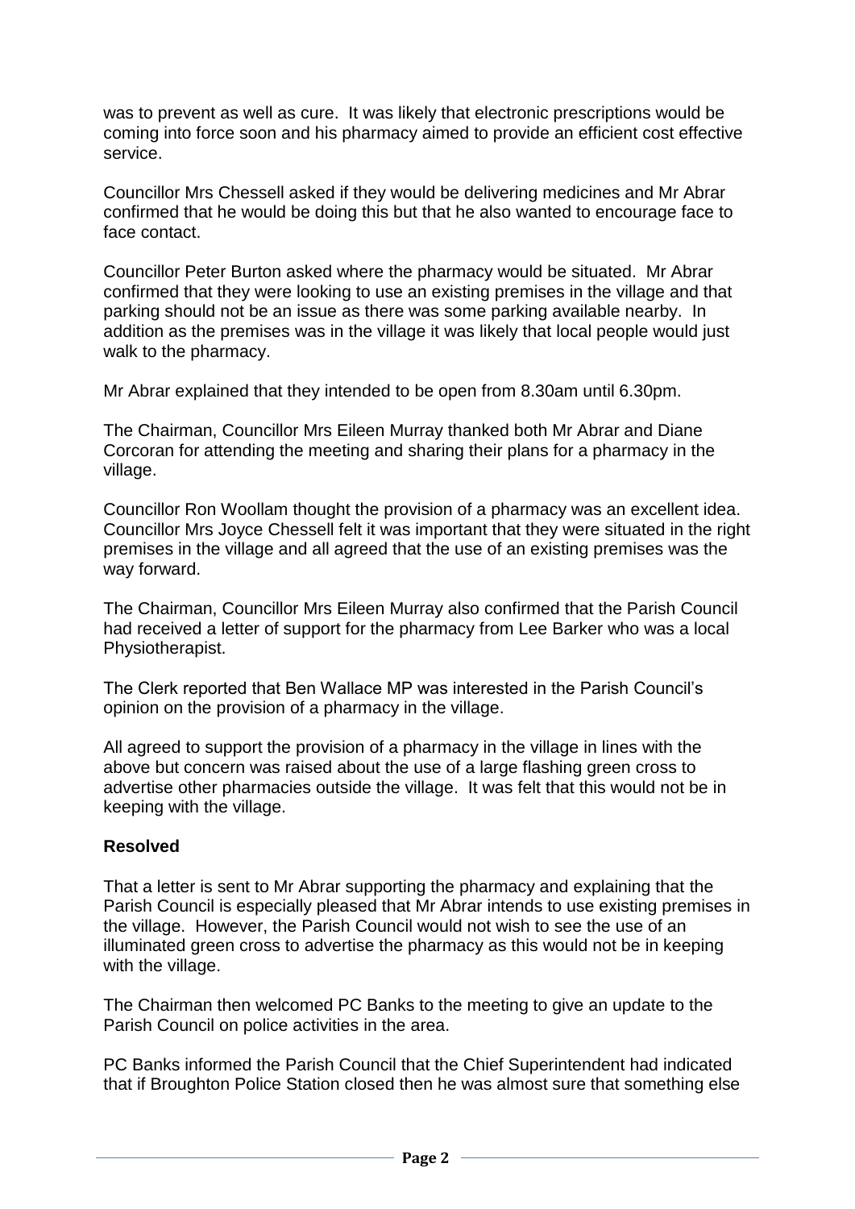was to prevent as well as cure. It was likely that electronic prescriptions would be coming into force soon and his pharmacy aimed to provide an efficient cost effective service.

Councillor Mrs Chessell asked if they would be delivering medicines and Mr Abrar confirmed that he would be doing this but that he also wanted to encourage face to face contact.

Councillor Peter Burton asked where the pharmacy would be situated. Mr Abrar confirmed that they were looking to use an existing premises in the village and that parking should not be an issue as there was some parking available nearby. In addition as the premises was in the village it was likely that local people would just walk to the pharmacy.

Mr Abrar explained that they intended to be open from 8.30am until 6.30pm.

The Chairman, Councillor Mrs Eileen Murray thanked both Mr Abrar and Diane Corcoran for attending the meeting and sharing their plans for a pharmacy in the village.

Councillor Ron Woollam thought the provision of a pharmacy was an excellent idea. Councillor Mrs Joyce Chessell felt it was important that they were situated in the right premises in the village and all agreed that the use of an existing premises was the way forward.

The Chairman, Councillor Mrs Eileen Murray also confirmed that the Parish Council had received a letter of support for the pharmacy from Lee Barker who was a local Physiotherapist.

The Clerk reported that Ben Wallace MP was interested in the Parish Council's opinion on the provision of a pharmacy in the village.

All agreed to support the provision of a pharmacy in the village in lines with the above but concern was raised about the use of a large flashing green cross to advertise other pharmacies outside the village. It was felt that this would not be in keeping with the village.

**Resolved**

That a letter is sent to Mr Abrar supporting the pharmacy and explaining that the Parish Council is especially pleased that Mr Abrar intends to use existing premises in the village. However, the Parish Council would not wish to see the use of an illuminated green cross to advertise the pharmacy as this would not be in keeping with the village.

The Chairman then welcomed PC Banks to the meeting to give an update to the Parish Council on police activities in the area.

PC Banks informed the Parish Council that the Chief Superintendent had indicated that if Broughton Police Station closed then he was almost sure that something else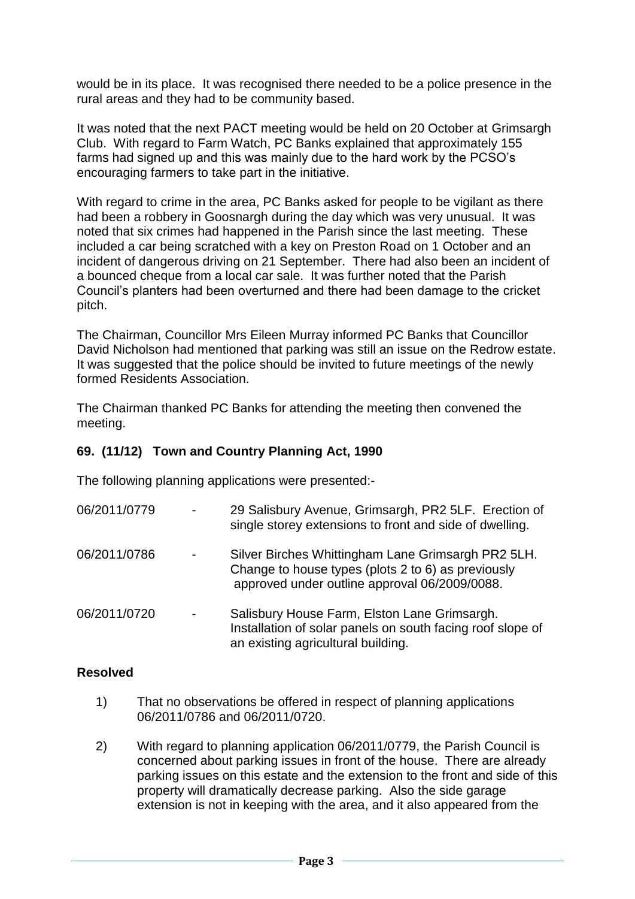would be in its place. It was recognised there needed to be a police presence in the rural areas and they had to be community based.

It was noted that the next PACT meeting would be held on 20 October at Grimsargh Club. With regard to Farm Watch, PC Banks explained that approximately 155 farms had signed up and this was mainly due to the hard work by the PCSO's encouraging farmers to take part in the initiative.

With regard to crime in the area, PC Banks asked for people to be vigilant as there had been a robbery in Goosnargh during the day which was very unusual. It was noted that six crimes had happened in the Parish since the last meeting. These included a car being scratched with a key on Preston Road on 1 October and an incident of dangerous driving on 21 September. There had also been an incident of a bounced cheque from a local car sale. It was further noted that the Parish Council's planters had been overturned and there had been damage to the cricket pitch.

The Chairman, Councillor Mrs Eileen Murray informed PC Banks that Councillor David Nicholson had mentioned that parking was still an issue on the Redrow estate. It was suggested that the police should be invited to future meetings of the newly formed Residents Association.

The Chairman thanked PC Banks for attending the meeting then convened the meeting.

**69. (11/12) Town and Country Planning Act, 1990**

The following planning applications were presented:-

| | | |
|---|---|---|
| 06/2011/0779 | - | 29 Salisbury Avenue, Grimsargh, PR2 5LF. Erection of single storey extensions to front and side of dwelling. |
| 06/2011/0786 | - | Silver Birches Whittingham Lane Grimsargh PR2 5LH. Change to house types (plots 2 to 6) as previously approved under outline approval 06/2009/0088. |
| 06/2011/0720 | - | Salisbury House Farm, Elston Lane Grimsargh. Installation of solar panels on south facing roof slope of an existing agricultural building. |

**Resolved**

1) That no observations be offered in respect of planning applications 06/2011/0786 and 06/2011/0720.

2) With regard to planning application 06/2011/0779, the Parish Council is concerned about parking issues in front of the house. There are already parking issues on this estate and the extension to the front and side of this property will dramatically decrease parking. Also the side garage extension is not in keeping with the area, and it also appeared from the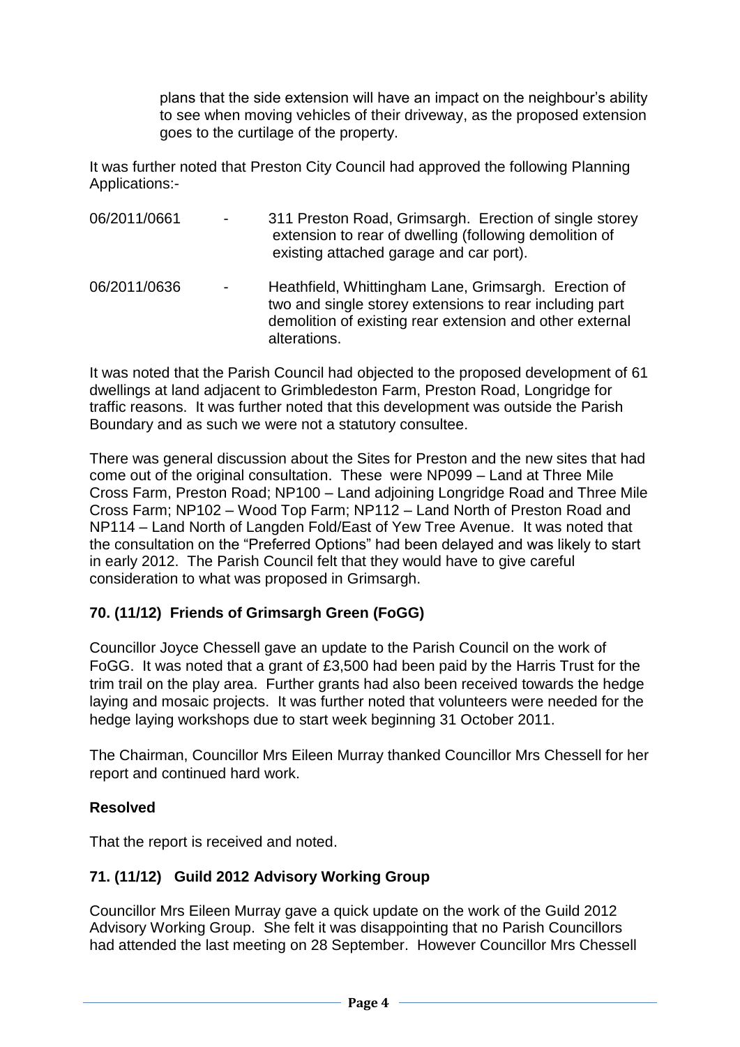plans that the side extension will have an impact on the neighbour's ability to see when moving vehicles of their driveway, as the proposed extension goes to the curtilage of the property.

It was further noted that Preston City Council had approved the following Planning Applications:-

06/2011/0661 - 311 Preston Road, Grimsargh. Erection of single storey extension to rear of dwelling (following demolition of existing attached garage and car port).

06/2011/0636 - Heathfield, Whittingham Lane, Grimsargh. Erection of two and single storey extensions to rear including part demolition of existing rear extension and other external alterations.

It was noted that the Parish Council had objected to the proposed development of 61 dwellings at land adjacent to Grimbledeston Farm, Preston Road, Longridge for traffic reasons. It was further noted that this development was outside the Parish Boundary and as such we were not a statutory consultee.

There was general discussion about the Sites for Preston and the new sites that had come out of the original consultation. These were NP099 – Land at Three Mile Cross Farm, Preston Road; NP100 – Land adjoining Longridge Road and Three Mile Cross Farm; NP102 – Wood Top Farm; NP112 – Land North of Preston Road and NP114 – Land North of Langden Fold/East of Yew Tree Avenue. It was noted that the consultation on the "Preferred Options" had been delayed and was likely to start in early 2012. The Parish Council felt that they would have to give careful consideration to what was proposed in Grimsargh.

## 70. (11/12) Friends of Grimsargh Green (FoGG)

Councillor Joyce Chessell gave an update to the Parish Council on the work of FoGG. It was noted that a grant of £3,500 had been paid by the Harris Trust for the trim trail on the play area. Further grants had also been received towards the hedge laying and mosaic projects. It was further noted that volunteers were needed for the hedge laying workshops due to start week beginning 31 October 2011.

The Chairman, Councillor Mrs Eileen Murray thanked Councillor Mrs Chessell for her report and continued hard work.

**Resolved**

That the report is received and noted.

## 71. (11/12) Guild 2012 Advisory Working Group

Councillor Mrs Eileen Murray gave a quick update on the work of the Guild 2012 Advisory Working Group. She felt it was disappointing that no Parish Councillors had attended the last meeting on 28 September. However Councillor Mrs Chessell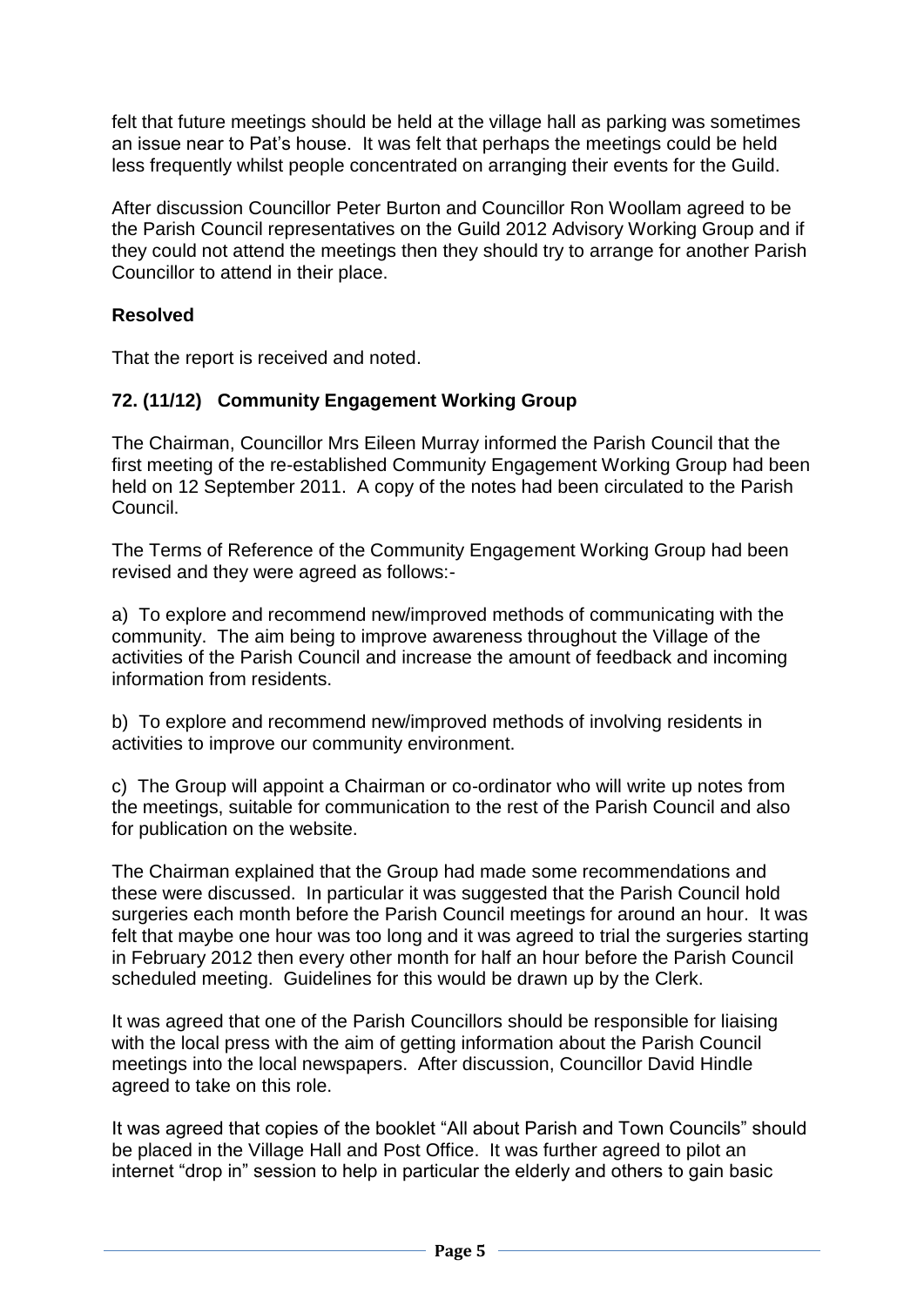felt that future meetings should be held at the village hall as parking was sometimes an issue near to Pat's house. It was felt that perhaps the meetings could be held less frequently whilst people concentrated on arranging their events for the Guild.

After discussion Councillor Peter Burton and Councillor Ron Woollam agreed to be the Parish Council representatives on the Guild 2012 Advisory Working Group and if they could not attend the meetings then they should try to arrange for another Parish Councillor to attend in their place.

**Resolved**

That the report is received and noted.

### 72. (11/12) Community Engagement Working Group

The Chairman, Councillor Mrs Eileen Murray informed the Parish Council that the first meeting of the re-established Community Engagement Working Group had been held on 12 September 2011. A copy of the notes had been circulated to the Parish Council.

The Terms of Reference of the Community Engagement Working Group had been revised and they were agreed as follows:-

a) To explore and recommend new/improved methods of communicating with the community. The aim being to improve awareness throughout the Village of the activities of the Parish Council and increase the amount of feedback and incoming information from residents.

b) To explore and recommend new/improved methods of involving residents in activities to improve our community environment.

c) The Group will appoint a Chairman or co-ordinator who will write up notes from the meetings, suitable for communication to the rest of the Parish Council and also for publication on the website.

The Chairman explained that the Group had made some recommendations and these were discussed. In particular it was suggested that the Parish Council hold surgeries each month before the Parish Council meetings for around an hour. It was felt that maybe one hour was too long and it was agreed to trial the surgeries starting in February 2012 then every other month for half an hour before the Parish Council scheduled meeting. Guidelines for this would be drawn up by the Clerk.

It was agreed that one of the Parish Councillors should be responsible for liaising with the local press with the aim of getting information about the Parish Council meetings into the local newspapers. After discussion, Councillor David Hindle agreed to take on this role.

It was agreed that copies of the booklet "All about Parish and Town Councils" should be placed in the Village Hall and Post Office. It was further agreed to pilot an internet "drop in" session to help in particular the elderly and others to gain basic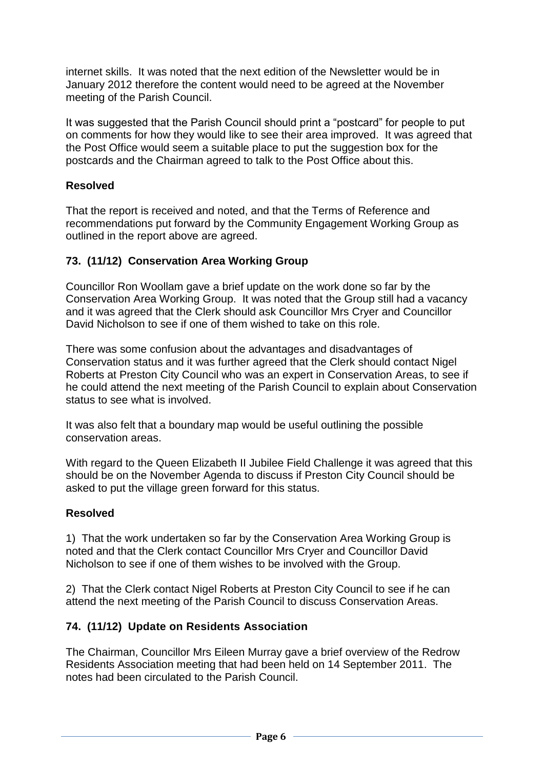internet skills. It was noted that the next edition of the Newsletter would be in January 2012 therefore the content would need to be agreed at the November meeting of the Parish Council.

It was suggested that the Parish Council should print a "postcard" for people to put on comments for how they would like to see their area improved. It was agreed that the Post Office would seem a suitable place to put the suggestion box for the postcards and the Chairman agreed to talk to the Post Office about this.

**Resolved**

That the report is received and noted, and that the Terms of Reference and recommendations put forward by the Community Engagement Working Group as outlined in the report above are agreed.

### 73. (11/12) Conservation Area Working Group

Councillor Ron Woollam gave a brief update on the work done so far by the Conservation Area Working Group. It was noted that the Group still had a vacancy and it was agreed that the Clerk should ask Councillor Mrs Cryer and Councillor David Nicholson to see if one of them wished to take on this role.

There was some confusion about the advantages and disadvantages of Conservation status and it was further agreed that the Clerk should contact Nigel Roberts at Preston City Council who was an expert in Conservation Areas, to see if he could attend the next meeting of the Parish Council to explain about Conservation status to see what is involved.

It was also felt that a boundary map would be useful outlining the possible conservation areas.

With regard to the Queen Elizabeth II Jubilee Field Challenge it was agreed that this should be on the November Agenda to discuss if Preston City Council should be asked to put the village green forward for this status.

**Resolved**

1) That the work undertaken so far by the Conservation Area Working Group is noted and that the Clerk contact Councillor Mrs Cryer and Councillor David Nicholson to see if one of them wishes to be involved with the Group.

2) That the Clerk contact Nigel Roberts at Preston City Council to see if he can attend the next meeting of the Parish Council to discuss Conservation Areas.

### 74. (11/12) Update on Residents Association

The Chairman, Councillor Mrs Eileen Murray gave a brief overview of the Redrow Residents Association meeting that had been held on 14 September 2011. The notes had been circulated to the Parish Council.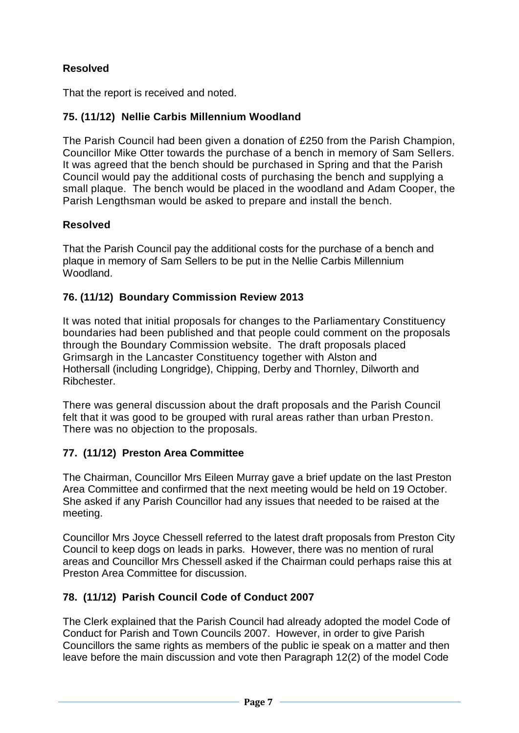**Resolved**

That the report is received and noted.

## 75. (11/12) Nellie Carbis Millennium Woodland

The Parish Council had been given a donation of £250 from the Parish Champion, Councillor Mike Otter towards the purchase of a bench in memory of Sam Sellers. It was agreed that the bench should be purchased in Spring and that the Parish Council would pay the additional costs of purchasing the bench and supplying a small plaque. The bench would be placed in the woodland and Adam Cooper, the Parish Lengthsman would be asked to prepare and install the bench.

**Resolved**

That the Parish Council pay the additional costs for the purchase of a bench and plaque in memory of Sam Sellers to be put in the Nellie Carbis Millennium Woodland.

## 76. (11/12) Boundary Commission Review 2013

It was noted that initial proposals for changes to the Parliamentary Constituency boundaries had been published and that people could comment on the proposals through the Boundary Commission website. The draft proposals placed Grimsargh in the Lancaster Constituency together with Alston and Hothersall (including Longridge), Chipping, Derby and Thornley, Dilworth and Ribchester.

There was general discussion about the draft proposals and the Parish Council felt that it was good to be grouped with rural areas rather than urban Preston. There was no objection to the proposals.

## 77. (11/12) Preston Area Committee

The Chairman, Councillor Mrs Eileen Murray gave a brief update on the last Preston Area Committee and confirmed that the next meeting would be held on 19 October. She asked if any Parish Councillor had any issues that needed to be raised at the meeting.

Councillor Mrs Joyce Chessell referred to the latest draft proposals from Preston City Council to keep dogs on leads in parks. However, there was no mention of rural areas and Councillor Mrs Chessell asked if the Chairman could perhaps raise this at Preston Area Committee for discussion.

## 78. (11/12) Parish Council Code of Conduct 2007

The Clerk explained that the Parish Council had already adopted the model Code of Conduct for Parish and Town Councils 2007. However, in order to give Parish Councillors the same rights as members of the public ie speak on a matter and then leave before the main discussion and vote then Paragraph 12(2) of the model Code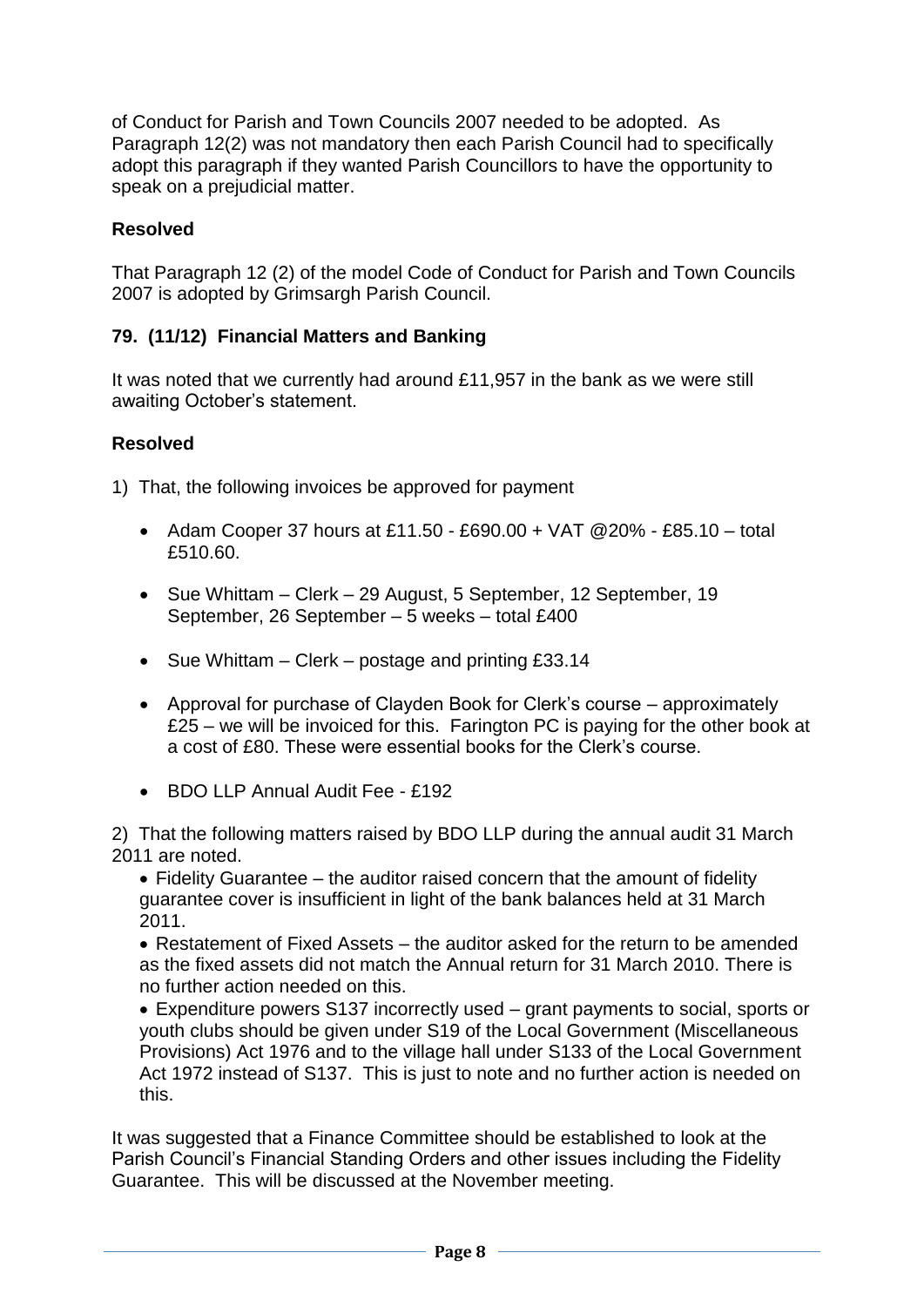of Conduct for Parish and Town Councils 2007 needed to be adopted. As Paragraph 12(2) was not mandatory then each Parish Council had to specifically adopt this paragraph if they wanted Parish Councillors to have the opportunity to speak on a prejudicial matter.

**Resolved**

That Paragraph 12 (2) of the model Code of Conduct for Parish and Town Councils 2007 is adopted by Grimsargh Parish Council.

### 79. (11/12) Financial Matters and Banking

It was noted that we currently had around £11,957 in the bank as we were still awaiting October's statement.

**Resolved**

1) That, the following invoices be approved for payment

- Adam Cooper 37 hours at £11.50 - £690.00 + VAT @20% - £85.10 – total £510.60.
- Sue Whittam – Clerk – 29 August, 5 September, 12 September, 19 September, 26 September – 5 weeks – total £400
- Sue Whittam – Clerk – postage and printing £33.14
- Approval for purchase of Clayden Book for Clerk's course – approximately £25 – we will be invoiced for this. Farington PC is paying for the other book at a cost of £80. These were essential books for the Clerk's course.
- BDO LLP Annual Audit Fee - £192

2) That the following matters raised by BDO LLP during the annual audit 31 March 2011 are noted.

- Fidelity Guarantee – the auditor raised concern that the amount of fidelity guarantee cover is insufficient in light of the bank balances held at 31 March 2011.
- Restatement of Fixed Assets – the auditor asked for the return to be amended as the fixed assets did not match the Annual return for 31 March 2010. There is no further action needed on this.
- Expenditure powers S137 incorrectly used – grant payments to social, sports or youth clubs should be given under S19 of the Local Government (Miscellaneous Provisions) Act 1976 and to the village hall under S133 of the Local Government Act 1972 instead of S137. This is just to note and no further action is needed on this.

It was suggested that a Finance Committee should be established to look at the Parish Council's Financial Standing Orders and other issues including the Fidelity Guarantee. This will be discussed at the November meeting.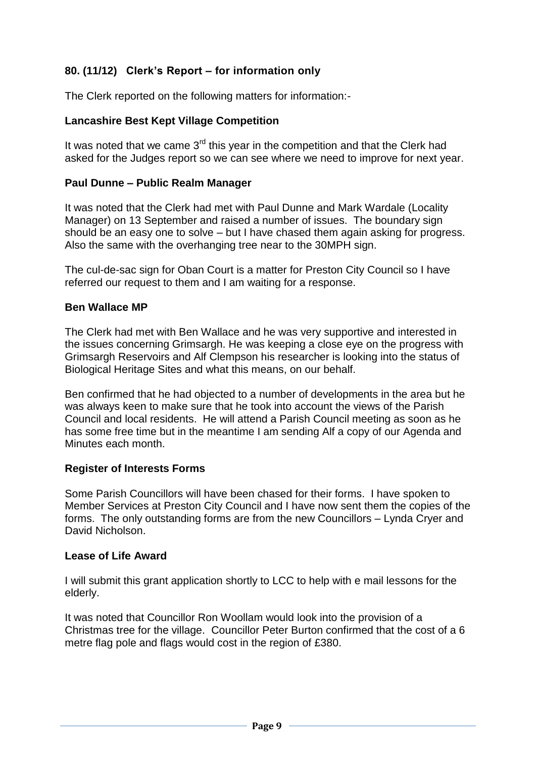### 80. (11/12) Clerk's Report – for information only

The Clerk reported on the following matters for information:-

**Lancashire Best Kept Village Competition**

It was noted that we came 3rd this year in the competition and that the Clerk had asked for the Judges report so we can see where we need to improve for next year.

**Paul Dunne – Public Realm Manager**

It was noted that the Clerk had met with Paul Dunne and Mark Wardale (Locality Manager) on 13 September and raised a number of issues. The boundary sign should be an easy one to solve – but I have chased them again asking for progress. Also the same with the overhanging tree near to the 30MPH sign.

The cul-de-sac sign for Oban Court is a matter for Preston City Council so I have referred our request to them and I am waiting for a response.

**Ben Wallace MP**

The Clerk had met with Ben Wallace and he was very supportive and interested in the issues concerning Grimsargh. He was keeping a close eye on the progress with Grimsargh Reservoirs and Alf Clempson his researcher is looking into the status of Biological Heritage Sites and what this means, on our behalf.

Ben confirmed that he had objected to a number of developments in the area but he was always keen to make sure that he took into account the views of the Parish Council and local residents. He will attend a Parish Council meeting as soon as he has some free time but in the meantime I am sending Alf a copy of our Agenda and Minutes each month.

**Register of Interests Forms**

Some Parish Councillors will have been chased for their forms. I have spoken to Member Services at Preston City Council and I have now sent them the copies of the forms. The only outstanding forms are from the new Councillors – Lynda Cryer and David Nicholson.

**Lease of Life Award**

I will submit this grant application shortly to LCC to help with e mail lessons for the elderly.

It was noted that Councillor Ron Woollam would look into the provision of a Christmas tree for the village. Councillor Peter Burton confirmed that the cost of a 6 metre flag pole and flags would cost in the region of £380.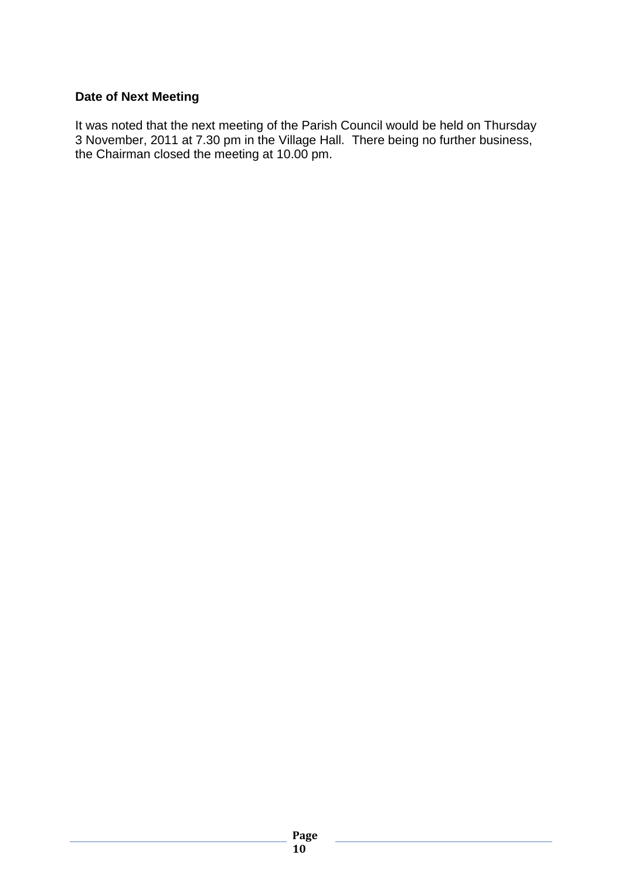**Date of Next Meeting**

It was noted that the next meeting of the Parish Council would be held on Thursday 3 November, 2011 at 7.30 pm in the Village Hall. There being no further business, the Chairman closed the meeting at 10.00 pm.